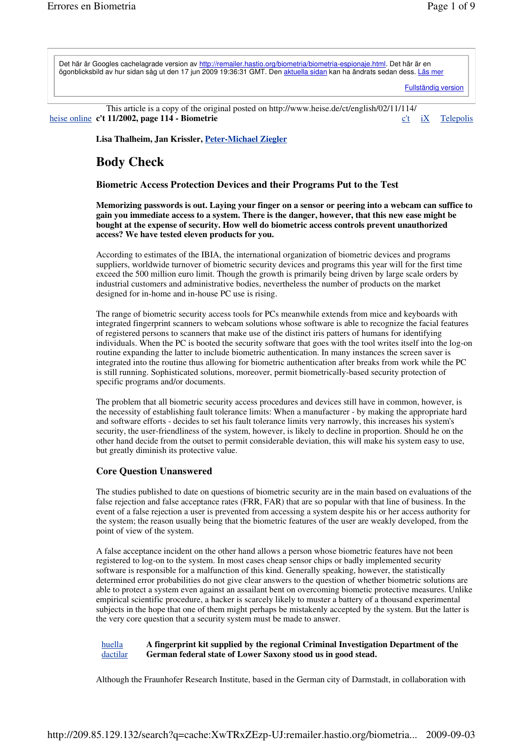Det här är Googles cachelagrade version av http://remailer.hastio.org/biometria/biometria-espionaje.html. Det här är en ögonblicksbild av hur sidan såg ut den 17 jun 2009 19:36:31 GMT. Den aktuella sidan kan ha ändrats sedan dess. Läs mer

Fullständig version

This article is a copy of the original posted on http://www.heise.de/ct/english/02/11/114/

heise online **c't 11/2002, page 114 - Biometrie** c't iX Telepolis

**Lisa Thalheim, Jan Krissler, Peter-Michael Ziegler**

# Body Check

### Biometric Access Protection Devices and their Programs Put to the Test

**Memorizing passwords is out. Laying your finger on a sensor or peering into a webcam can suffice to gain you immediate access to a system. There is the danger, however, that this new ease might be bought at the expense of security. How well do biometric access controls prevent unauthorized access? We have tested eleven products for you.**

According to estimates of the IBIA, the international organization of biometric devices and programs suppliers, worldwide turnover of biometric security devices and programs this year will for the first time exceed the 500 million euro limit. Though the growth is primarily being driven by large scale orders by industrial customers and administrative bodies, nevertheless the number of products on the market designed for in-home and in-house PC use is rising.

The range of biometric security access tools for PCs meanwhile extends from mice and keyboards with integrated fingerprint scanners to webcam solutions whose software is able to recognize the facial features of registered persons to scanners that make use of the distinct iris patterns of humans for identifying individuals. When the PC is booted the security software that goes with the tool writes itself into the log-on routine expanding the latter to include biometric authentication. In many instances the screen saver is integrated into the routine thus allowing for biometric authentication after breaks from work while the PC is still running. Sophisticated solutions, moreover, permit biometrically-based security protection of specific programs and/or documents.

The problem that all biometric security access procedures and devices still have in common, however, is the necessity of establishing fault tolerance limits: When a manufacturer - by making the appropriate hard and software efforts - decides to set his fault tolerance limits very narrowly, this increases his system's security, the user-friendliness of the system, however, is likely to decline in proportion. Should he on the other hand decide from the outset to permit considerable deviation, this will make his system easy to use, but greatly diminish its protective value.

### Core Question Unanswered

The studies published to date on questions of biometric security are in the main based on evaluations of the false rejection and false acceptance rates (FRR, FAR) that are so popular with that line of business. In the event of a false rejection a user is prevented from accessing a system despite his or her access authority for the system; the reason usually being that the biometric features of the user are weakly developed, from the point of view of the system.

A false acceptance incident on the other hand allows a person whose biometric features have not been registered to log-on to the system. In most cases cheap sensor chips or badly implemented security software is responsible for a malfunction of this kind. Generally speaking, however, the statistically determined error probabilities do not give clear answers to the question of whether biometric solutions are able to protect a system even against an assailant bent on overcoming biometic protective measures. Unlike empirical scientific procedure, a hacker is scarcely likely to muster a battery of a thousand experimental subjects in the hope that one of them might perhaps be mistakenly accepted by the system. But the latter is the very core question that a security system must be made to answer.

huella dactilar **A fingerprint kit supplied by the regional Criminal Investigation Department of the German federal state of Lower Saxony stood us in good stead.**

Although the Fraunhofer Research Institute, based in the German city of Darmstadt, in collaboration with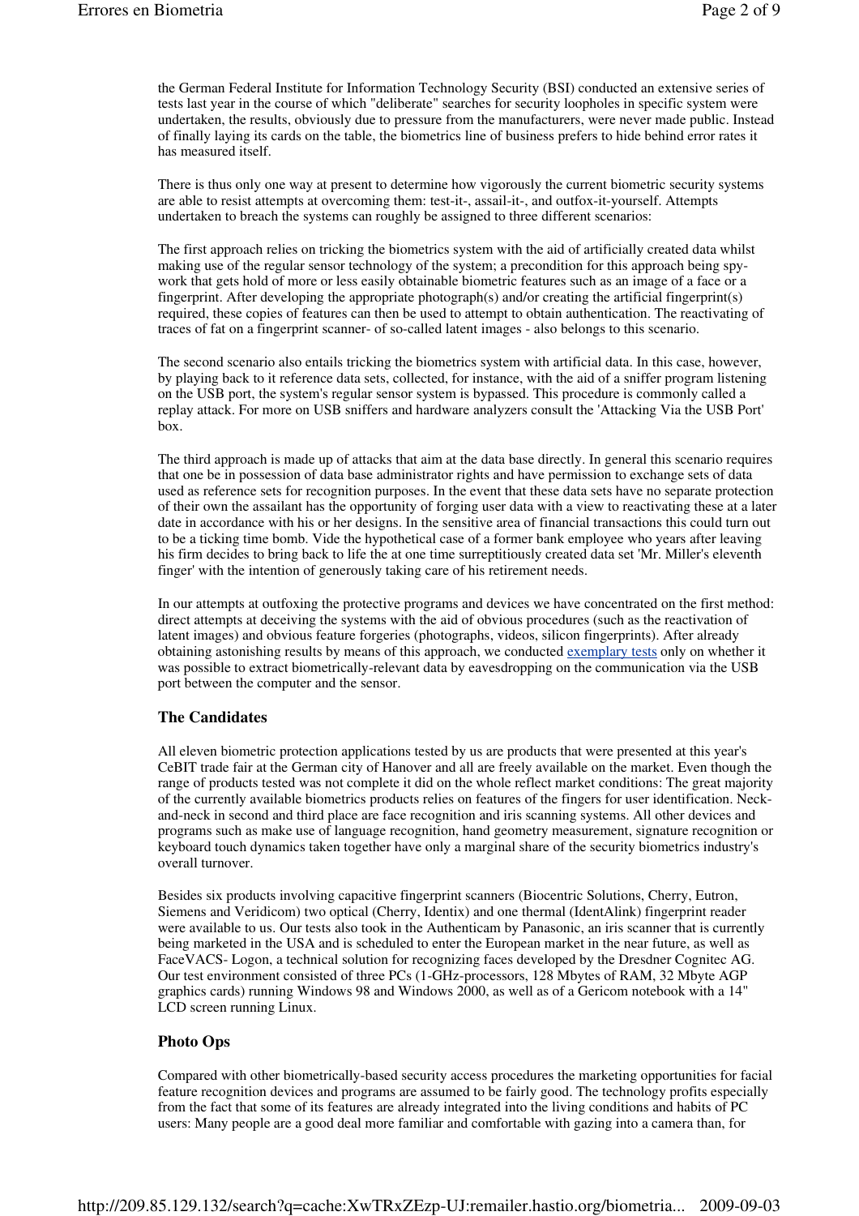the German Federal Institute for Information Technology Security (BSI) conducted an extensive series of tests last year in the course of which "deliberate" searches for security loopholes in specific system were undertaken, the results, obviously due to pressure from the manufacturers, were never made public. Instead of finally laying its cards on the table, the biometrics line of business prefers to hide behind error rates it has measured itself.

There is thus only one way at present to determine how vigorously the current biometric security systems are able to resist attempts at overcoming them: test-it-, assail-it-, and outfox-it-yourself. Attempts undertaken to breach the systems can roughly be assigned to three different scenarios:

The first approach relies on tricking the biometrics system with the aid of artificially created data whilst making use of the regular sensor technology of the system; a precondition for this approach being spy-work that gets hold of more or less easily obtainable biometric features such as an image of a face or a fingerprint. After developing the appropriate photograph(s) and/or creating the artificial fingerprint(s) required, these copies of features can then be used to attempt to obtain authentication. The reactivating of traces of fat on a fingerprint scanner- of so-called latent images - also belongs to this scenario.

The second scenario also entails tricking the biometrics system with artificial data. In this case, however, by playing back to it reference data sets, collected, for instance, with the aid of a sniffer program listening on the USB port, the system's regular sensor system is bypassed. This procedure is commonly called a replay attack. For more on USB sniffers and hardware analyzers consult the 'Attacking Via the USB Port' box.

The third approach is made up of attacks that aim at the data base directly. In general this scenario requires that one be in possession of data base administrator rights and have permission to exchange sets of data used as reference sets for recognition purposes. In the event that these data sets have no separate protection of their own the assailant has the opportunity of forging user data with a view to reactivating these at a later date in accordance with his or her designs. In the sensitive area of financial transactions this could turn out to be a ticking time bomb. Vide the hypothetical case of a former bank employee who years after leaving his firm decides to bring back to life the at one time surreptitiously created data set 'Mr. Miller's eleventh finger' with the intention of generously taking care of his retirement needs.

In our attempts at outfoxing the protective programs and devices we have concentrated on the first method: direct attempts at deceiving the systems with the aid of obvious procedures (such as the reactivation of latent images) and obvious feature forgeries (photographs, videos, silicon fingerprints). After already obtaining astonishing results by means of this approach, we conducted exemplary tests only on whether it was possible to extract biometrically-relevant data by eavesdropping on the communication via the USB port between the computer and the sensor.

### The Candidates

All eleven biometric protection applications tested by us are products that were presented at this year's CeBIT trade fair at the German city of Hanover and all are freely available on the market. Even though the range of products tested was not complete it did on the whole reflect market conditions: The great majority of the currently available biometrics products relies on features of the fingers for user identification. Neck-and-neck in second and third place are face recognition and iris scanning systems. All other devices and programs such as make use of language recognition, hand geometry measurement, signature recognition or keyboard touch dynamics taken together have only a marginal share of the security biometrics industry's overall turnover.

Besides six products involving capacitive fingerprint scanners (Biocentric Solutions, Cherry, Eutron, Siemens and Veridicom) two optical (Cherry, Identix) and one thermal (IdentAlink) fingerprint reader were available to us. Our tests also took in the Authenticam by Panasonic, an iris scanner that is currently being marketed in the USA and is scheduled to enter the European market in the near future, as well as FaceVACS- Logon, a technical solution for recognizing faces developed by the Dresdner Cognitec AG. Our test environment consisted of three PCs (1-GHz-processors, 128 Mbytes of RAM, 32 Mbyte AGP graphics cards) running Windows 98 and Windows 2000, as well as of a Gericom notebook with a 14" LCD screen running Linux.

### Photo Ops

Compared with other biometrically-based security access procedures the marketing opportunities for facial feature recognition devices and programs are assumed to be fairly good. The technology profits especially from the fact that some of its features are already integrated into the living conditions and habits of PC users: Many people are a good deal more familiar and comfortable with gazing into a camera than, for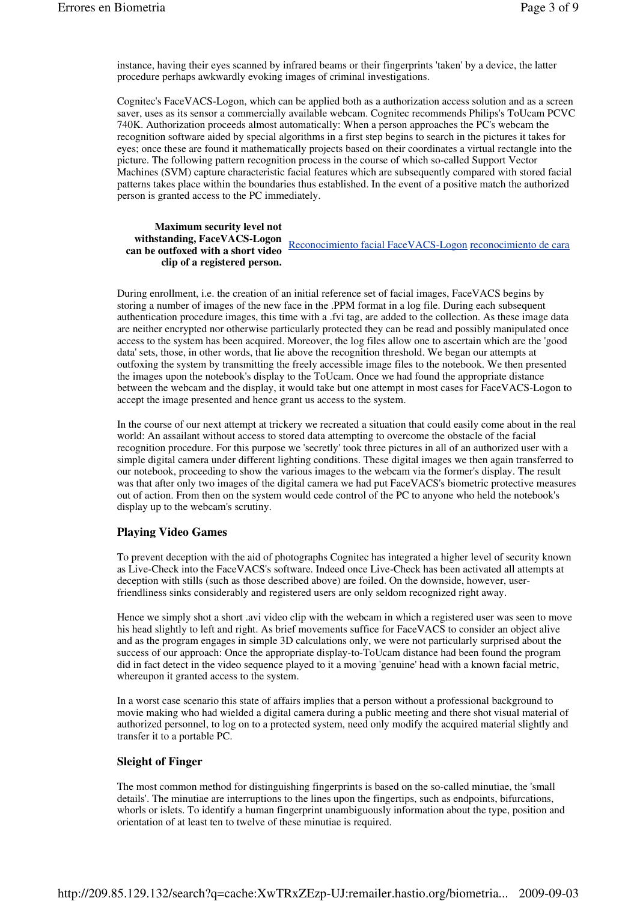instance, having their eyes scanned by infrared beams or their fingerprints 'taken' by a device, the latter procedure perhaps awkwardly evoking images of criminal investigations.

Cognitec's FaceVACS-Logon, which can be applied both as a authorization access solution and as a screen saver, uses as its sensor a commercially available webcam. Cognitec recommends Philips's ToUcam PCVC 740K. Authorization proceeds almost automatically: When a person approaches the PC's webcam the recognition software aided by special algorithms in a first step begins to search in the pictures it takes for eyes; once these are found it mathematically projects based on their coordinates a virtual rectangle into the picture. The following pattern recognition process in the course of which so-called Support Vector Machines (SVM) capture characteristic facial features which are subsequently compared with stored facial patterns takes place within the boundaries thus established. In the event of a positive match the authorized person is granted access to the PC immediately.

**Maximum security level not withstanding, FaceVACS-Logon can be outfoxed with a short video clip of a registered person.**

Reconocimiento facial FaceVACS-Logon reconocimiento de cara

During enrollment, i.e. the creation of an initial reference set of facial images, FaceVACS begins by storing a number of images of the new face in the .PPM format in a log file. During each subsequent authentication procedure images, this time with a .fvi tag, are added to the collection. As these image data are neither encrypted nor otherwise particularly protected they can be read and possibly manipulated once access to the system has been acquired. Moreover, the log files allow one to ascertain which are the 'good data' sets, those, in other words, that lie above the recognition threshold. We began our attempts at outfoxing the system by transmitting the freely accessible image files to the notebook. We then presented the images upon the notebook's display to the ToUcam. Once we had found the appropriate distance between the webcam and the display, it would take but one attempt in most cases for FaceVACS-Logon to accept the image presented and hence grant us access to the system.

In the course of our next attempt at trickery we recreated a situation that could easily come about in the real world: An assailant without access to stored data attempting to overcome the obstacle of the facial recognition procedure. For this purpose we 'secretly' took three pictures in all of an authorized user with a simple digital camera under different lighting conditions. These digital images we then again transferred to our notebook, proceeding to show the various images to the webcam via the former's display. The result was that after only two images of the digital camera we had put FaceVACS's biometric protective measures out of action. From then on the system would cede control of the PC to anyone who held the notebook's display up to the webcam's scrutiny.

### Playing Video Games

To prevent deception with the aid of photographs Cognitec has integrated a higher level of security known as Live-Check into the FaceVACS's software. Indeed once Live-Check has been activated all attempts at deception with stills (such as those described above) are foiled. On the downside, however, user-friendliness sinks considerably and registered users are only seldom recognized right away.

Hence we simply shot a short .avi video clip with the webcam in which a registered user was seen to move his head slightly to left and right. As brief movements suffice for FaceVACS to consider an object alive and as the program engages in simple 3D calculations only, we were not particularly surprised about the success of our approach: Once the appropriate display-to-ToUcam distance had been found the program did in fact detect in the video sequence played to it a moving 'genuine' head with a known facial metric, whereupon it granted access to the system.

In a worst case scenario this state of affairs implies that a person without a professional background to movie making who had wielded a digital camera during a public meeting and there shot visual material of authorized personnel, to log on to a protected system, need only modify the acquired material slightly and transfer it to a portable PC.

### Sleight of Finger

The most common method for distinguishing fingerprints is based on the so-called minutiae, the 'small details'. The minutiae are interruptions to the lines upon the fingertips, such as endpoints, bifurcations, whorls or islets. To identify a human fingerprint unambiguously information about the type, position and orientation of at least ten to twelve of these minutiae is required.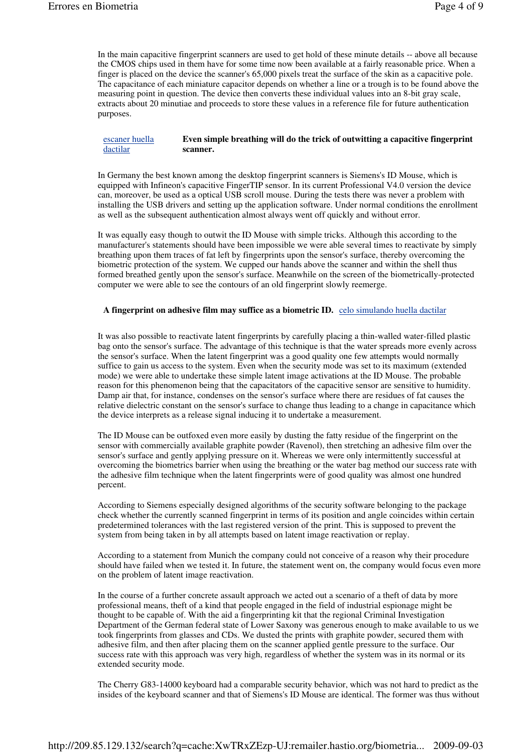In the main capacitive fingerprint scanners are used to get hold of these minute details -- above all because the CMOS chips used in them have for some time now been available at a fairly reasonable price. When a finger is placed on the device the scanner's 65,000 pixels treat the surface of the skin as a capacitive pole. The capacitance of each miniature capacitor depends on whether a line or a trough is to be found above the measuring point in question. The device then converts these individual values into an 8-bit gray scale, extracts about 20 minutiae and proceeds to store these values in a reference file for future authentication purposes.

escaner huella dactilar **Even simple breathing will do the trick of outwitting a capacitive fingerprint scanner.**

In Germany the best known among the desktop fingerprint scanners is Siemens's ID Mouse, which is equipped with Infineon's capacitive FingerTIP sensor. In its current Professional V4.0 version the device can, moreover, be used as a optical USB scroll mouse. During the tests there was never a problem with installing the USB drivers and setting up the application software. Under normal conditions the enrollment as well as the subsequent authentication almost always went off quickly and without error.

It was equally easy though to outwit the ID Mouse with simple tricks. Although this according to the manufacturer's statements should have been impossible we were able several times to reactivate by simply breathing upon them traces of fat left by fingerprints upon the sensor's surface, thereby overcoming the biometric protection of the system. We cupped our hands above the scanner and within the shell thus formed breathed gently upon the sensor's surface. Meanwhile on the screen of the biometrically-protected computer we were able to see the contours of an old fingerprint slowly reemerge.

**A fingerprint on adhesive film may suffice as a biometric ID.** celo simulando huella dactilar

It was also possible to reactivate latent fingerprints by carefully placing a thin-walled water-filled plastic bag onto the sensor's surface. The advantage of this technique is that the water spreads more evenly across the sensor's surface. When the latent fingerprint was a good quality one few attempts would normally suffice to gain us access to the system. Even when the security mode was set to its maximum (extended mode) we were able to undertake these simple latent image activations at the ID Mouse. The probable reason for this phenomenon being that the capacitators of the capacitive sensor are sensitive to humidity. Damp air that, for instance, condenses on the sensor's surface where there are residues of fat causes the relative dielectric constant on the sensor's surface to change thus leading to a change in capacitance which the device interprets as a release signal inducing it to undertake a measurement.

The ID Mouse can be outfoxed even more easily by dusting the fatty residue of the fingerprint on the sensor with commercially available graphite powder (Ravenol), then stretching an adhesive film over the sensor's surface and gently applying pressure on it. Whereas we were only intermittently successful at overcoming the biometrics barrier when using the breathing or the water bag method our success rate with the adhesive film technique when the latent fingerprints were of good quality was almost one hundred percent.

According to Siemens especially designed algorithms of the security software belonging to the package check whether the currently scanned fingerprint in terms of its position and angle coincides within certain predetermined tolerances with the last registered version of the print. This is supposed to prevent the system from being taken in by all attempts based on latent image reactivation or replay.

According to a statement from Munich the company could not conceive of a reason why their procedure should have failed when we tested it. In future, the statement went on, the company would focus even more on the problem of latent image reactivation.

In the course of a further concrete assault approach we acted out a scenario of a theft of data by more professional means, theft of a kind that people engaged in the field of industrial espionage might be thought to be capable of. With the aid a fingerprinting kit that the regional Criminal Investigation Department of the German federal state of Lower Saxony was generous enough to make available to us we took fingerprints from glasses and CDs. We dusted the prints with graphite powder, secured them with adhesive film, and then after placing them on the scanner applied gentle pressure to the surface. Our success rate with this approach was very high, regardless of whether the system was in its normal or its extended security mode.

The Cherry G83-14000 keyboard had a comparable security behavior, which was not hard to predict as the insides of the keyboard scanner and that of Siemens's ID Mouse are identical. The former was thus without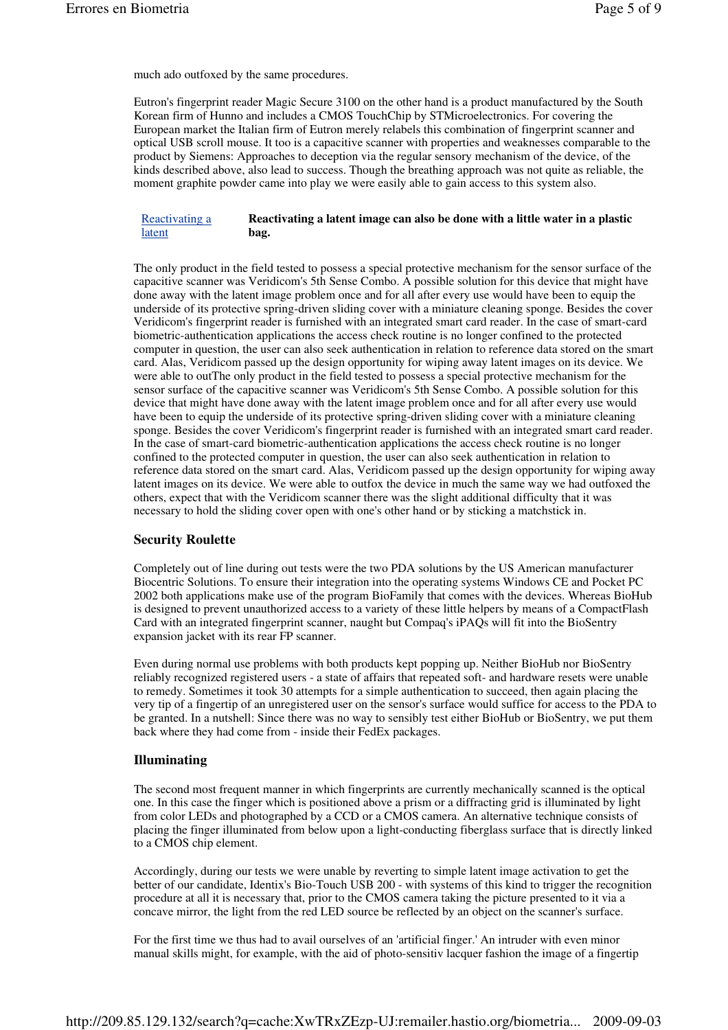much ado outfoxed by the same procedures.

Eutron's fingerprint reader Magic Secure 3100 on the other hand is a product manufactured by the South Korean firm of Hunno and includes a CMOS TouchChip by STMicroelectronics. For covering the European market the Italian firm of Eutron merely relabels this combination of fingerprint scanner and optical USB scroll mouse. It too is a capacitive scanner with properties and weaknesses comparable to the product by Siemens: Approaches to deception via the regular sensory mechanism of the device, of the kinds described above, also lead to success. Though the breathing approach was not quite as reliable, the moment graphite powder came into play we were easily able to gain access to this system also.

| Reactivating a latent | **Reactivating a latent image can also be done with a little water in a plastic bag.** |
|---|---|

The only product in the field tested to possess a special protective mechanism for the sensor surface of the capacitive scanner was Veridicom's 5th Sense Combo. A possible solution for this device that might have done away with the latent image problem once and for all after every use would have been to equip the underside of its protective spring-driven sliding cover with a miniature cleaning sponge. Besides the cover Veridicom's fingerprint reader is furnished with an integrated smart card reader. In the case of smart-card biometric-authentication applications the access check routine is no longer confined to the protected computer in question, the user can also seek authentication in relation to reference data stored on the smart card. Alas, Veridicom passed up the design opportunity for wiping away latent images on its device. We were able to outThe only product in the field tested to possess a special protective mechanism for the sensor surface of the capacitive scanner was Veridicom's 5th Sense Combo. A possible solution for this device that might have done away with the latent image problem once and for all after every use would have been to equip the underside of its protective spring-driven sliding cover with a miniature cleaning sponge. Besides the cover Veridicom's fingerprint reader is furnished with an integrated smart card reader. In the case of smart-card biometric-authentication applications the access check routine is no longer confined to the protected computer in question, the user can also seek authentication in relation to reference data stored on the smart card. Alas, Veridicom passed up the design opportunity for wiping away latent images on its device. We were able to outfox the device in much the same way we had outfoxed the others, expect that with the Veridicom scanner there was the slight additional difficulty that it was necessary to hold the sliding cover open with one's other hand or by sticking a matchstick in.

## Security Roulette

Completely out of line during out tests were the two PDA solutions by the US American manufacturer Biocentric Solutions. To ensure their integration into the operating systems Windows CE and Pocket PC 2002 both applications make use of the program BioFamily that comes with the devices. Whereas BioHub is designed to prevent unauthorized access to a variety of these little helpers by means of a CompactFlash Card with an integrated fingerprint scanner, naught but Compaq's iPAQs will fit into the BioSentry expansion jacket with its rear FP scanner.

Even during normal use problems with both products kept popping up. Neither BioHub nor BioSentry reliably recognized registered users - a state of affairs that repeated soft- and hardware resets were unable to remedy. Sometimes it took 30 attempts for a simple authentication to succeed, then again placing the very tip of a fingertip of an unregistered user on the sensor's surface would suffice for access to the PDA to be granted. In a nutshell: Since there was no way to sensibly test either BioHub or BioSentry, we put them back where they had come from - inside their FedEx packages.

## Illuminating

The second most frequent manner in which fingerprints are currently mechanically scanned is the optical one. In this case the finger which is positioned above a prism or a diffracting grid is illuminated by light from color LEDs and photographed by a CCD or a CMOS camera. An alternative technique consists of placing the finger illuminated from below upon a light-conducting fiberglass surface that is directly linked to a CMOS chip element.

Accordingly, during our tests we were unable by reverting to simple latent image activation to get the better of our candidate, Identix's Bio-Touch USB 200 - with systems of this kind to trigger the recognition procedure at all it is necessary that, prior to the CMOS camera taking the picture presented to it via a concave mirror, the light from the red LED source be reflected by an object on the scanner's surface.

For the first time we thus had to avail ourselves of an 'artificial finger.' An intruder with even minor manual skills might, for example, with the aid of photo-sensitiv lacquer fashion the image of a fingertip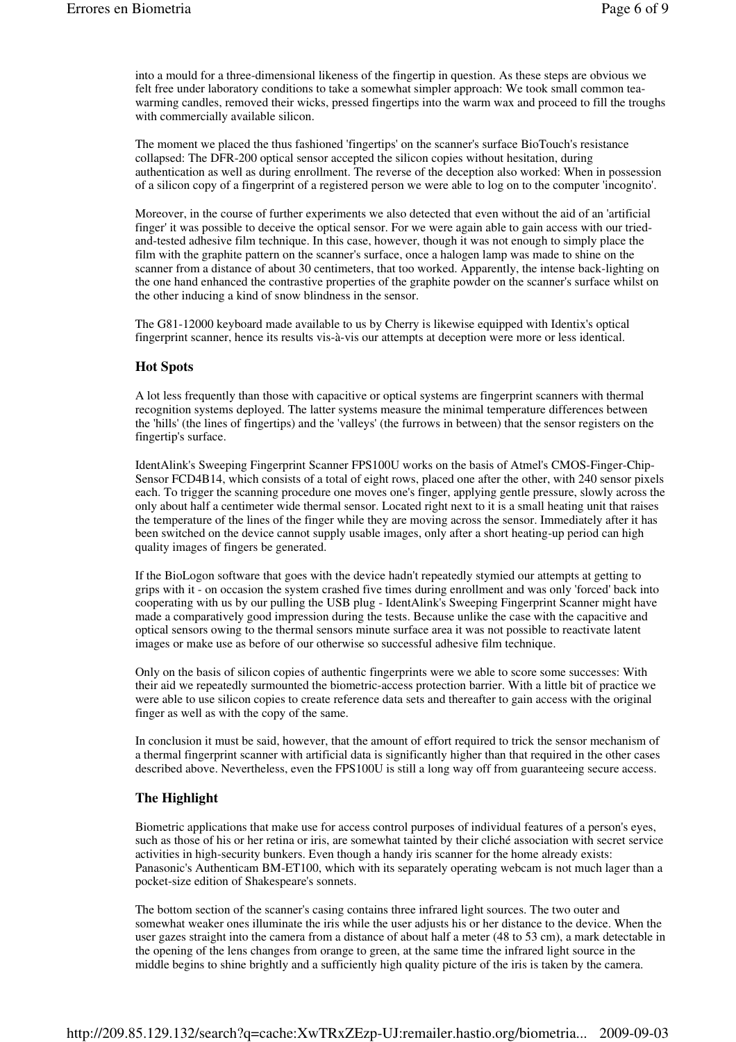into a mould for a three-dimensional likeness of the fingertip in question. As these steps are obvious we felt free under laboratory conditions to take a somewhat simpler approach: We took small common tea-warming candles, removed their wicks, pressed fingertips into the warm wax and proceed to fill the troughs with commercially available silicon.

The moment we placed the thus fashioned 'fingertips' on the scanner's surface BioTouch's resistance collapsed: The DFR-200 optical sensor accepted the silicon copies without hesitation, during authentication as well as during enrollment. The reverse of the deception also worked: When in possession of a silicon copy of a fingerprint of a registered person we were able to log on to the computer 'incognito'.

Moreover, in the course of further experiments we also detected that even without the aid of an 'artificial finger' it was possible to deceive the optical sensor. For we were again able to gain access with our tried-and-tested adhesive film technique. In this case, however, though it was not enough to simply place the film with the graphite pattern on the scanner's surface, once a halogen lamp was made to shine on the scanner from a distance of about 30 centimeters, that too worked. Apparently, the intense back-lighting on the one hand enhanced the contrastive properties of the graphite powder on the scanner's surface whilst on the other inducing a kind of snow blindness in the sensor.

The G81-12000 keyboard made available to us by Cherry is likewise equipped with Identix's optical fingerprint scanner, hence its results vis-à-vis our attempts at deception were more or less identical.

### Hot Spots

A lot less frequently than those with capacitive or optical systems are fingerprint scanners with thermal recognition systems deployed. The latter systems measure the minimal temperature differences between the 'hills' (the lines of fingertips) and the 'valleys' (the furrows in between) that the sensor registers on the fingertip's surface.

IdentAlink's Sweeping Fingerprint Scanner FPS100U works on the basis of Atmel's CMOS-Finger-Chip-Sensor FCD4B14, which consists of a total of eight rows, placed one after the other, with 240 sensor pixels each. To trigger the scanning procedure one moves one's finger, applying gentle pressure, slowly across the only about half a centimeter wide thermal sensor. Located right next to it is a small heating unit that raises the temperature of the lines of the finger while they are moving across the sensor. Immediately after it has been switched on the device cannot supply usable images, only after a short heating-up period can high quality images of fingers be generated.

If the BioLogon software that goes with the device hadn't repeatedly stymied our attempts at getting to grips with it - on occasion the system crashed five times during enrollment and was only 'forced' back into cooperating with us by our pulling the USB plug - IdentAlink's Sweeping Fingerprint Scanner might have made a comparatively good impression during the tests. Because unlike the case with the capacitive and optical sensors owing to the thermal sensors minute surface area it was not possible to reactivate latent images or make use as before of our otherwise so successful adhesive film technique.

Only on the basis of silicon copies of authentic fingerprints were we able to score some successes: With their aid we repeatedly surmounted the biometric-access protection barrier. With a little bit of practice we were able to use silicon copies to create reference data sets and thereafter to gain access with the original finger as well as with the copy of the same.

In conclusion it must be said, however, that the amount of effort required to trick the sensor mechanism of a thermal fingerprint scanner with artificial data is significantly higher than that required in the other cases described above. Nevertheless, even the FPS100U is still a long way off from guaranteeing secure access.

### The Highlight

Biometric applications that make use for access control purposes of individual features of a person's eyes, such as those of his or her retina or iris, are somewhat tainted by their cliché association with secret service activities in high-security bunkers. Even though a handy iris scanner for the home already exists: Panasonic's Authenticam BM-ET100, which with its separately operating webcam is not much lager than a pocket-size edition of Shakespeare's sonnets.

The bottom section of the scanner's casing contains three infrared light sources. The two outer and somewhat weaker ones illuminate the iris while the user adjusts his or her distance to the device. When the user gazes straight into the camera from a distance of about half a meter (48 to 53 cm), a mark detectable in the opening of the lens changes from orange to green, at the same time the infrared light source in the middle begins to shine brightly and a sufficiently high quality picture of the iris is taken by the camera.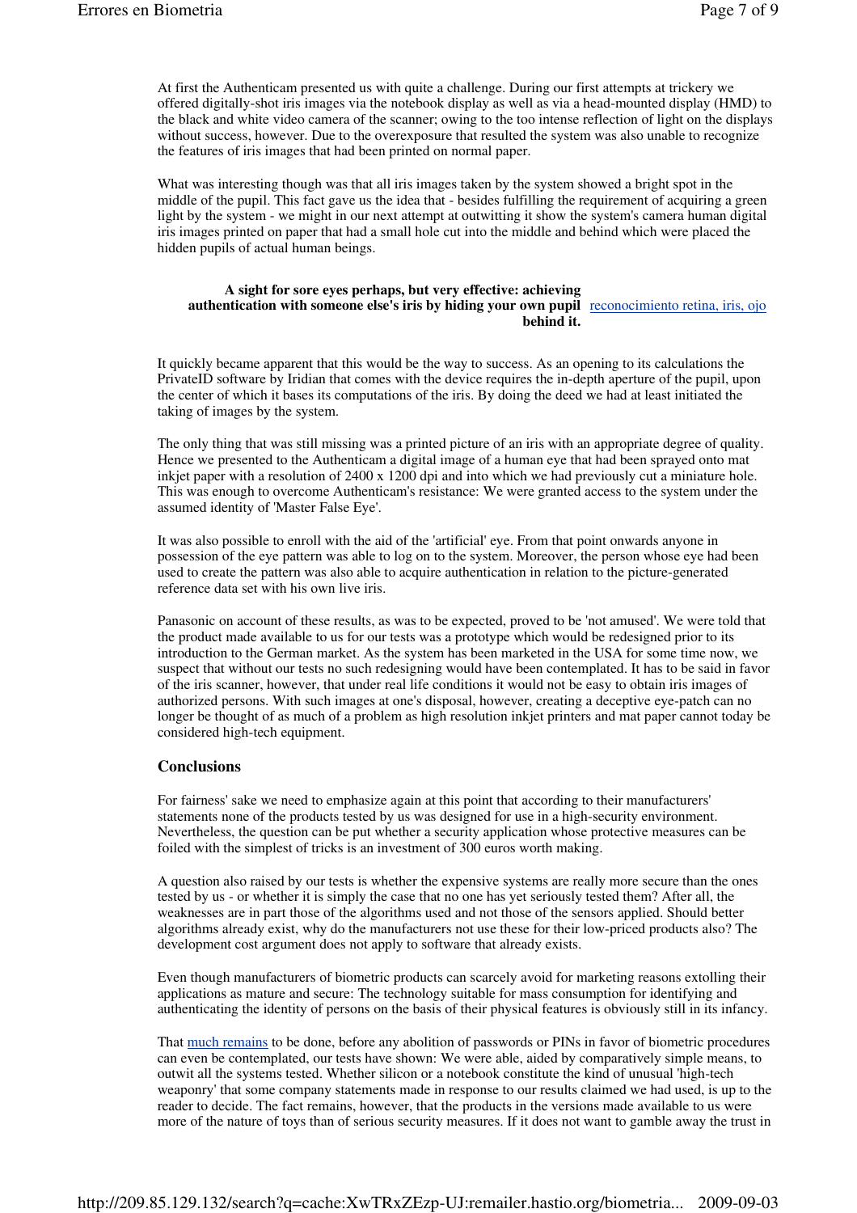At first the Authenticam presented us with quite a challenge. During our first attempts at trickery we offered digitally-shot iris images via the notebook display as well as via a head-mounted display (HMD) to the black and white video camera of the scanner; owing to the too intense reflection of light on the displays without success, however. Due to the overexposure that resulted the system was also unable to recognize the features of iris images that had been printed on normal paper.

What was interesting though was that all iris images taken by the system showed a bright spot in the middle of the pupil. This fact gave us the idea that - besides fulfilling the requirement of acquiring a green light by the system - we might in our next attempt at outwitting it show the system's camera human digital iris images printed on paper that had a small hole cut into the middle and behind which were placed the hidden pupils of actual human beings.

**A sight for sore eyes perhaps, but very effective: achieving authentication with someone else's iris by hiding your own pupil behind it.** reconocimiento retina, iris, ojo

It quickly became apparent that this would be the way to success. As an opening to its calculations the PrivateID software by Iridian that comes with the device requires the in-depth aperture of the pupil, upon the center of which it bases its computations of the iris. By doing the deed we had at least initiated the taking of images by the system.

The only thing that was still missing was a printed picture of an iris with an appropriate degree of quality. Hence we presented to the Authenticam a digital image of a human eye that had been sprayed onto mat inkjet paper with a resolution of 2400 x 1200 dpi and into which we had previously cut a miniature hole. This was enough to overcome Authenticam's resistance: We were granted access to the system under the assumed identity of 'Master False Eye'.

It was also possible to enroll with the aid of the 'artificial' eye. From that point onwards anyone in possession of the eye pattern was able to log on to the system. Moreover, the person whose eye had been used to create the pattern was also able to acquire authentication in relation to the picture-generated reference data set with his own live iris.

Panasonic on account of these results, as was to be expected, proved to be 'not amused'. We were told that the product made available to us for our tests was a prototype which would be redesigned prior to its introduction to the German market. As the system has been marketed in the USA for some time now, we suspect that without our tests no such redesigning would have been contemplated. It has to be said in favor of the iris scanner, however, that under real life conditions it would not be easy to obtain iris images of authorized persons. With such images at one's disposal, however, creating a deceptive eye-patch can no longer be thought of as much of a problem as high resolution inkjet printers and mat paper cannot today be considered high-tech equipment.

### Conclusions

For fairness' sake we need to emphasize again at this point that according to their manufacturers' statements none of the products tested by us was designed for use in a high-security environment. Nevertheless, the question can be put whether a security application whose protective measures can be foiled with the simplest of tricks is an investment of 300 euros worth making.

A question also raised by our tests is whether the expensive systems are really more secure than the ones tested by us - or whether it is simply the case that no one has yet seriously tested them? After all, the weaknesses are in part those of the algorithms used and not those of the sensors applied. Should better algorithms already exist, why do the manufacturers not use these for their low-priced products also? The development cost argument does not apply to software that already exists.

Even though manufacturers of biometric products can scarcely avoid for marketing reasons extolling their applications as mature and secure: The technology suitable for mass consumption for identifying and authenticating the identity of persons on the basis of their physical features is obviously still in its infancy.

That much remains to be done, before any abolition of passwords or PINs in favor of biometric procedures can even be contemplated, our tests have shown: We were able, aided by comparatively simple means, to outwit all the systems tested. Whether silicon or a notebook constitute the kind of unusual 'high-tech weaponry' that some company statements made in response to our results claimed we had used, is up to the reader to decide. The fact remains, however, that the products in the versions made available to us were more of the nature of toys than of serious security measures. If it does not want to gamble away the trust in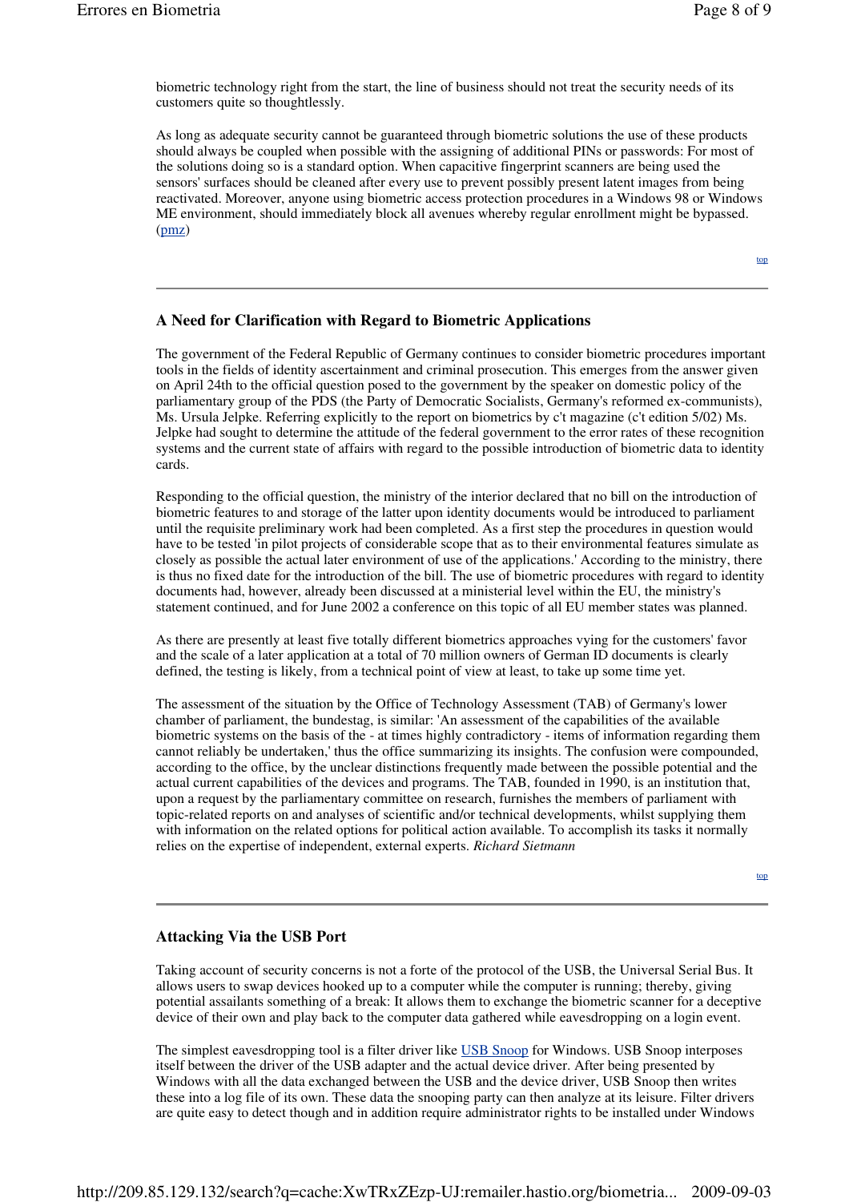biometric technology right from the start, the line of business should not treat the security needs of its customers quite so thoughtlessly.

As long as adequate security cannot be guaranteed through biometric solutions the use of these products should always be coupled when possible with the assigning of additional PINs or passwords: For most of the solutions doing so is a standard option. When capacitive fingerprint scanners are being used the sensors' surfaces should be cleaned after every use to prevent possibly present latent images from being reactivated. Moreover, anyone using biometric access protection procedures in a Windows 98 or Windows ME environment, should immediately block all avenues whereby regular enrollment might be bypassed. (pmz)

top

---

## A Need for Clarification with Regard to Biometric Applications

The government of the Federal Republic of Germany continues to consider biometric procedures important tools in the fields of identity ascertainment and criminal prosecution. This emerges from the answer given on April 24th to the official question posed to the government by the speaker on domestic policy of the parliamentary group of the PDS (the Party of Democratic Socialists, Germany's reformed ex-communists), Ms. Ursula Jelpke. Referring explicitly to the report on biometrics by c't magazine (c't edition 5/02) Ms. Jelpke had sought to determine the attitude of the federal government to the error rates of these recognition systems and the current state of affairs with regard to the possible introduction of biometric data to identity cards.

Responding to the official question, the ministry of the interior declared that no bill on the introduction of biometric features to and storage of the latter upon identity documents would be introduced to parliament until the requisite preliminary work had been completed. As a first step the procedures in question would have to be tested 'in pilot projects of considerable scope that as to their environmental features simulate as closely as possible the actual later environment of use of the applications.' According to the ministry, there is thus no fixed date for the introduction of the bill. The use of biometric procedures with regard to identity documents had, however, already been discussed at a ministerial level within the EU, the ministry's statement continued, and for June 2002 a conference on this topic of all EU member states was planned.

As there are presently at least five totally different biometrics approaches vying for the customers' favor and the scale of a later application at a total of 70 million owners of German ID documents is clearly defined, the testing is likely, from a technical point of view at least, to take up some time yet.

The assessment of the situation by the Office of Technology Assessment (TAB) of Germany's lower chamber of parliament, the bundestag, is similar: 'An assessment of the capabilities of the available biometric systems on the basis of the - at times highly contradictory - items of information regarding them cannot reliably be undertaken,' thus the office summarizing its insights. The confusion were compounded, according to the office, by the unclear distinctions frequently made between the possible potential and the actual current capabilities of the devices and programs. The TAB, founded in 1990, is an institution that, upon a request by the parliamentary committee on research, furnishes the members of parliament with topic-related reports on and analyses of scientific and/or technical developments, whilst supplying them with information on the related options for political action available. To accomplish its tasks it normally relies on the expertise of independent, external experts. *Richard Sietmann*

top

---

## Attacking Via the USB Port

Taking account of security concerns is not a forte of the protocol of the USB, the Universal Serial Bus. It allows users to swap devices hooked up to a computer while the computer is running; thereby, giving potential assailants something of a break: It allows them to exchange the biometric scanner for a deceptive device of their own and play back to the computer data gathered while eavesdropping on a login event.

The simplest eavesdropping tool is a filter driver like USB Snoop for Windows. USB Snoop interposes itself between the driver of the USB adapter and the actual device driver. After being presented by Windows with all the data exchanged between the USB and the device driver, USB Snoop then writes these into a log file of its own. These data the snooping party can then analyze at its leisure. Filter drivers are quite easy to detect though and in addition require administrator rights to be installed under Windows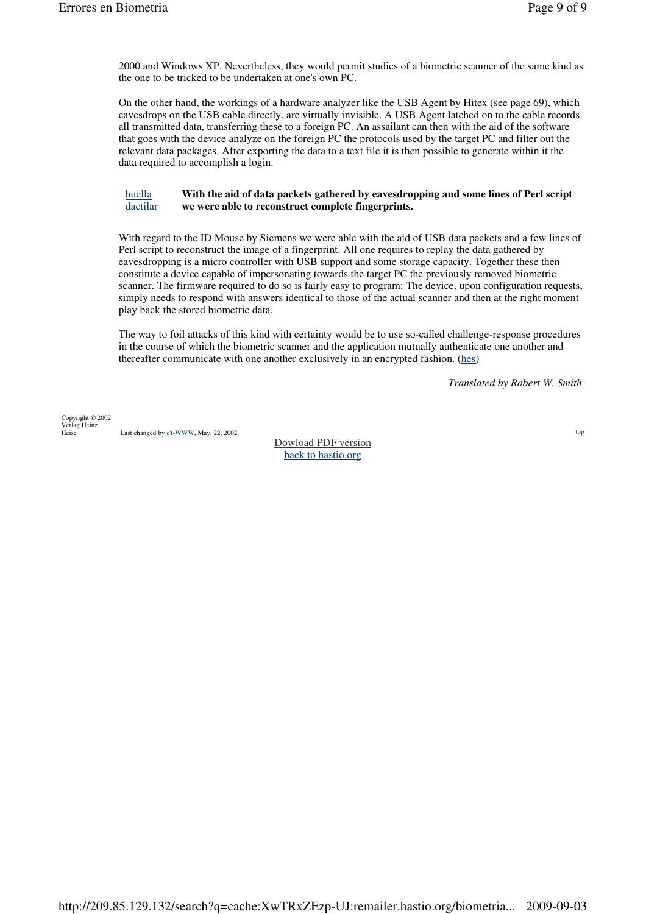2000 and Windows XP. Nevertheless, they would permit studies of a biometric scanner of the same kind as the one to be tricked to be undertaken at one's own PC.

On the other hand, the workings of a hardware analyzer like the USB Agent by Hitex (see page 69), which eavesdrops on the USB cable directly, are virtually invisible. A USB Agent latched on to the cable records all transmitted data, transferring these to a foreign PC. An assailant can then with the aid of the software that goes with the device analyze on the foreign PC the protocols used by the target PC and filter out the relevant data packages. After exporting the data to a text file it is then possible to generate within it the data required to accomplish a login.

| | |
|---|---|
| huella dactilar | **With the aid of data packets gathered by eavesdropping and some lines of Perl script we were able to reconstruct complete fingerprints.** |

With regard to the ID Mouse by Siemens we were able with the aid of USB data packets and a few lines of Perl script to reconstruct the image of a fingerprint. All one requires to replay the data gathered by eavesdropping is a micro controller with USB support and some storage capacity. Together these then constitute a device capable of impersonating towards the target PC the previously removed biometric scanner. The firmware required to do so is fairly easy to program: The device, upon configuration requests, simply needs to respond with answers identical to those of the actual scanner and then at the right moment play back the stored biometric data.

The way to foil attacks of this kind with certainty would be to use so-called challenge-response procedures in the course of which the biometric scanner and the application mutually authenticate one another and thereafter communicate with one another exclusively in an encrypted fashion. (hes)

*Translated by Robert W. Smith*

Copyright © 2002 Verlag Heinz Heise    Last changed by c't-WWW, May. 22, 2002    top

Dowload PDF version
back to hastio.org